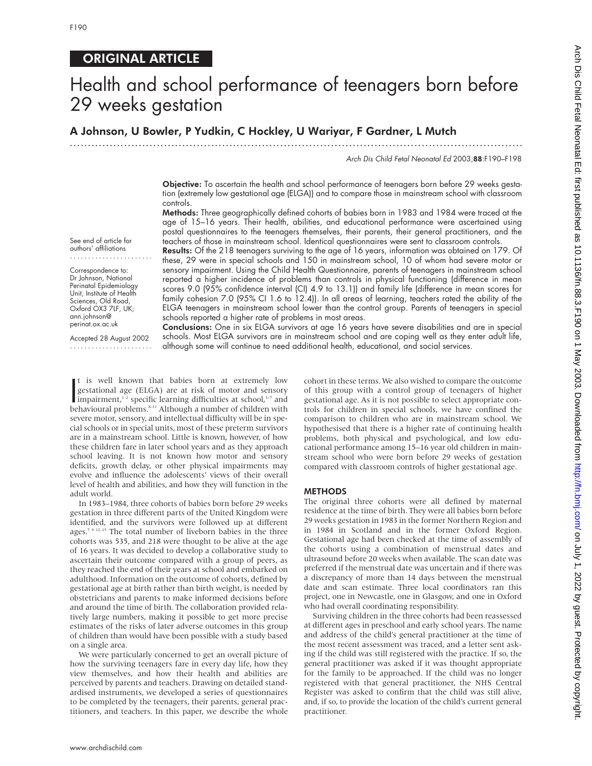ORIGINAL ARTICLE

# Health and school performance of teenagers born before 29 weeks gestation

**A Johnson, U Bowler, P Yudkin, C Hockley, U Wariyar, F Gardner, L Mutch**

See end of article for authors' affiliations

Correspondence to: Dr Johnson, National Perinatal Epidemiology Unit, Institute of Health Sciences, Old Road, Oxford OX3 7LF, UK; ann.johnson@perinat.ox.ac.uk

Accepted 28 August 2002

**Objective:** To ascertain the health and school performance of teenagers born before 29 weeks gestation (extremely low gestational age (ELGA)) and to compare those in mainstream school with classroom controls.

**Methods:** Three geographically defined cohorts of babies born in 1983 and 1984 were traced at the age of 15–16 years. Their health, abilities, and educational performance were ascertained using postal questionnaires to the teenagers themselves, their parents, their general practitioners, and the teachers of those in mainstream school. Identical questionnaires were sent to classroom controls.

**Results:** Of the 218 teenagers surviving to the age of 16 years, information was obtained on 179. Of these, 29 were in special schools and 150 in mainstream school, 10 of whom had severe motor or sensory impairment. Using the Child Health Questionnaire, parents of teenagers in mainstream school reported a higher incidence of problems than controls in physical functioning (difference in mean scores 9.0 (95% confidence interval (CI) 4.9 to 13.1)) and family life (difference in mean scores for family cohesion 7.0 (95% CI 1.6 to 12.4)). In all areas of learning, teachers rated the ability of the ELGA teenagers in mainstream school lower than the control group. Parents of teenagers in special schools reported a higher rate of problems in most areas.

**Conclusions:** One in six ELGA survivors at age 16 years have severe disabilities and are in special schools. Most ELGA survivors are in mainstream school and are coping well as they enter adult life, although some will continue to need additional health, educational, and social services.

It is well known that babies born at extremely low gestational age (ELGA) are at risk of motor and sensory impairment,[1 2] specific learning difficulties at school,[3–7] and behavioural problems.[8–11] Although a number of children with severe motor, sensory, and intellectual difficulty will be in special schools or in special units, most of these preterm survivors are in a mainstream school. Little is known, however, of how these children fare in later school years and as they approach school leaving. It is not known how motor and sensory deficits, growth delay, or other physical impairments may evolve and influence the adolescents' views of their overall level of health and abilities, and how they will function in the adult world.

In 1983–1984, three cohorts of babies born before 29 weeks gestation in three different parts of the United Kingdom were identified, and the survivors were followed up at different ages.[7 9 12–15] The total number of liveborn babies in the three cohorts was 535, and 218 were thought to be alive at the age of 16 years. It was decided to develop a collaborative study to ascertain their outcome compared with a group of peers, as they reached the end of their years at school and embarked on adulthood. Information on the outcome of cohorts, defined by gestational age at birth rather than birth weight, is needed by obstetricians and parents to make informed decisions before and around the time of birth. The collaboration provided relatively large numbers, making it possible to get more precise estimates of the risks of later adverse outcomes in this group of children than would have been possible with a study based on a single area.

We were particularly concerned to get an overall picture of how the surviving teenagers fare in every day life, how they view themselves, and how their health and abilities are perceived by parents and teachers. Drawing on detailed standardised instruments, we developed a series of questionnaires to be completed by the teenagers, their parents, general practitioners, and teachers. In this paper, we describe the whole cohort in these terms. We also wished to compare the outcome of this group with a control group of teenagers of higher gestational age. As it is not possible to select appropriate controls for children in special schools, we have confined the comparison to children who are in mainstream school. We hypothesised that there is a higher rate of continuing health problems, both physical and psychological, and low educational performance among 15–16 year old children in mainstream school who were born before 29 weeks of gestation compared with classroom controls of higher gestational age.

## METHODS

The original three cohorts were all defined by maternal residence at the time of birth. They were all babies born before 29 weeks gestation in 1983 in the former Northern Region and in 1984 in Scotland and in the former Oxford Region. Gestational age had been checked at the time of assembly of the cohorts using a combination of menstrual dates and ultrasound before 20 weeks when available. The scan date was preferred if the menstrual date was uncertain and if there was a discrepancy of more than 14 days between the menstrual date and scan estimate. Three local coordinators ran this project, one in Newcastle, one in Glasgow, and one in Oxford who had overall coordinating responsibility.

Surviving children in the three cohorts had been reassessed at different ages in preschool and early school years. The name and address of the child's general practitioner at the time of the most recent assessment was traced, and a letter sent asking if the child was still registered with the practice. If so, the general practitioner was asked if it was thought appropriate for the family to be approached. If the child was no longer registered with that general practitioner, the NHS Central Register was asked to confirm that the child was still alive, and, if so, to provide the location of the child's current general practitioner.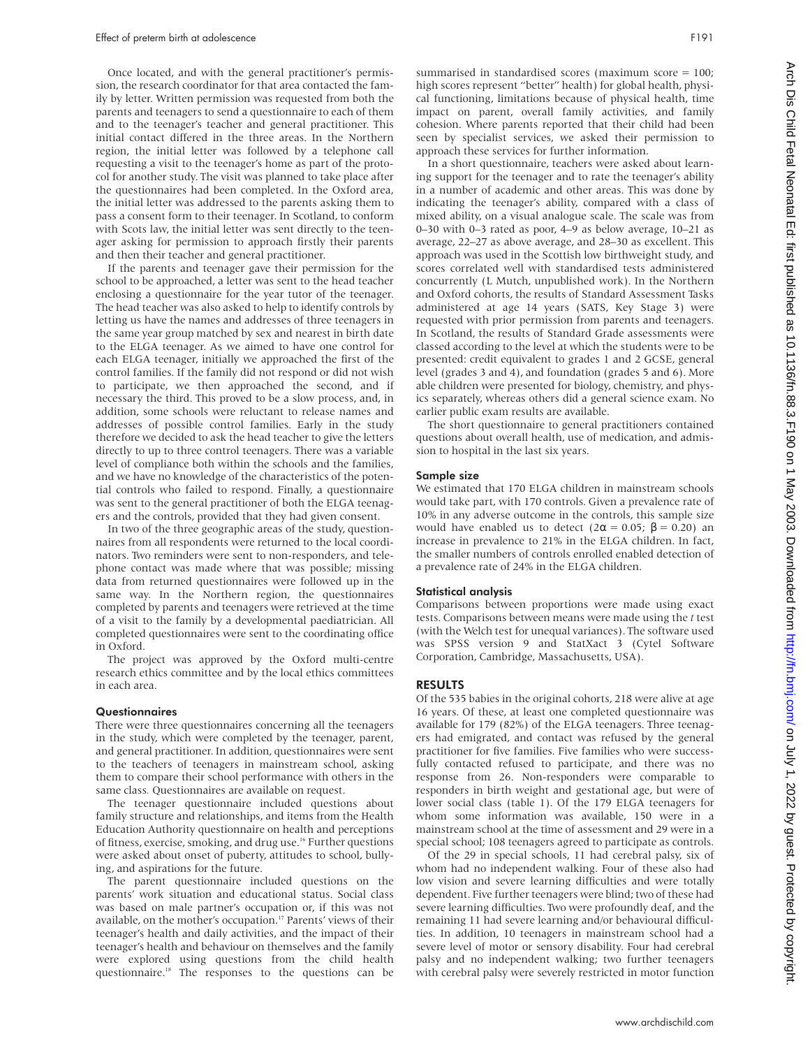Once located, and with the general practitioner's permission, the research coordinator for that area contacted the family by letter. Written permission was requested from both the parents and teenagers to send a questionnaire to each of them and to the teenager's teacher and general practitioner. This initial contact differed in the three areas. In the Northern region, the initial letter was followed by a telephone call requesting a visit to the teenager's home as part of the protocol for another study. The visit was planned to take place after the questionnaires had been completed. In the Oxford area, the initial letter was addressed to the parents asking them to pass a consent form to their teenager. In Scotland, to conform with Scots law, the initial letter was sent directly to the teenager asking for permission to approach firstly their parents and then their teacher and general practitioner.

If the parents and teenager gave their permission for the school to be approached, a letter was sent to the head teacher enclosing a questionnaire for the year tutor of the teenager. The head teacher was also asked to help to identify controls by letting us have the names and addresses of three teenagers in the same year group matched by sex and nearest in birth date to the ELGA teenager. As we aimed to have one control for each ELGA teenager, initially we approached the first of the control families. If the family did not respond or did not wish to participate, we then approached the second, and if necessary the third. This proved to be a slow process, and, in addition, some schools were reluctant to release names and addresses of possible control families. Early in the study therefore we decided to ask the head teacher to give the letters directly to up to three control teenagers. There was a variable level of compliance both within the schools and the families, and we have no knowledge of the characteristics of the potential controls who failed to respond. Finally, a questionnaire was sent to the general practitioner of both the ELGA teenagers and the controls, provided that they had given consent.

In two of the three geographic areas of the study, questionnaires from all respondents were returned to the local coordinators. Two reminders were sent to non-responders, and telephone contact was made where that was possible; missing data from returned questionnaires were followed up in the same way. In the Northern region, the questionnaires completed by parents and teenagers were retrieved at the time of a visit to the family by a developmental paediatrician. All completed questionnaires were sent to the coordinating office in Oxford.

The project was approved by the Oxford multi-centre research ethics committee and by the local ethics committees in each area.

### Questionnaires

There were three questionnaires concerning all the teenagers in the study, which were completed by the teenager, parent, and general practitioner. In addition, questionnaires were sent to the teachers of teenagers in mainstream school, asking them to compare their school performance with others in the same class. Questionnaires are available on request.

The teenager questionnaire included questions about family structure and relationships, and items from the Health Education Authority questionnaire on health and perceptions of fitness, exercise, smoking, and drug use.[16] Further questions were asked about onset of puberty, attitudes to school, bullying, and aspirations for the future.

The parent questionnaire included questions on the parents' work situation and educational status. Social class was based on male partner's occupation or, if this was not available, on the mother's occupation.[17] Parents' views of their teenager's health and daily activities, and the impact of their teenager's health and behaviour on themselves and the family were explored using questions from the child health questionnaire.[18] The responses to the questions can be summarised in standardised scores (maximum score = 100; high scores represent "better" health) for global health, physical functioning, limitations because of physical health, time impact on parent, overall family activities, and family cohesion. Where parents reported that their child had been seen by specialist services, we asked their permission to approach these services for further information.

In a short questionnaire, teachers were asked about learning support for the teenager and to rate the teenager's ability in a number of academic and other areas. This was done by indicating the teenager's ability, compared with a class of mixed ability, on a visual analogue scale. The scale was from 0–30 with 0–3 rated as poor, 4–9 as below average, 10–21 as average, 22–27 as above average, and 28–30 as excellent. This approach was used in the Scottish low birthweight study, and scores correlated well with standardised tests administered concurrently (L Mutch, unpublished work). In the Northern and Oxford cohorts, the results of Standard Assessment Tasks administered at age 14 years (SATS, Key Stage 3) were requested with prior permission from parents and teenagers. In Scotland, the results of Standard Grade assessments were classed according to the level at which the students were to be presented: credit equivalent to grades 1 and 2 GCSE, general level (grades 3 and 4), and foundation (grades 5 and 6). More able children were presented for biology, chemistry, and physics separately, whereas others did a general science exam. No earlier public exam results are available.

The short questionnaire to general practitioners contained questions about overall health, use of medication, and admission to hospital in the last six years.

### Sample size

We estimated that 170 ELGA children in mainstream schools would take part, with 170 controls. Given a prevalence rate of 10% in any adverse outcome in the controls, this sample size would have enabled us to detect ($2\alpha = 0.05$; $\beta = 0.20$) an increase in prevalence to 21% in the ELGA children. In fact, the smaller numbers of controls enrolled enabled detection of a prevalence rate of 24% in the ELGA children.

### Statistical analysis

Comparisons between proportions were made using exact tests. Comparisons between means were made using the *t* test (with the Welch test for unequal variances). The software used was SPSS version 9 and StatXact 3 (Cytel Software Corporation, Cambridge, Massachusetts, USA).

## RESULTS

Of the 535 babies in the original cohorts, 218 were alive at age 16 years. Of these, at least one completed questionnaire was available for 179 (82%) of the ELGA teenagers. Three teenagers had emigrated, and contact was refused by the general practitioner for five families. Five families who were successfully contacted refused to participate, and there was no response from 26. Non-responders were comparable to responders in birth weight and gestational age, but were of lower social class (table 1). Of the 179 ELGA teenagers for whom some information was available, 150 were in a mainstream school at the time of assessment and 29 were in a special school; 108 teenagers agreed to participate as controls.

Of the 29 in special schools, 11 had cerebral palsy, six of whom had no independent walking. Four of these also had low vision and severe learning difficulties and were totally dependent. Five further teenagers were blind; two of these had severe learning difficulties. Two were profoundly deaf, and the remaining 11 had severe learning and/or behavioural difficulties. In addition, 10 teenagers in mainstream school had a severe level of motor or sensory disability. Four had cerebral palsy and no independent walking; two further teenagers with cerebral palsy were severely restricted in motor function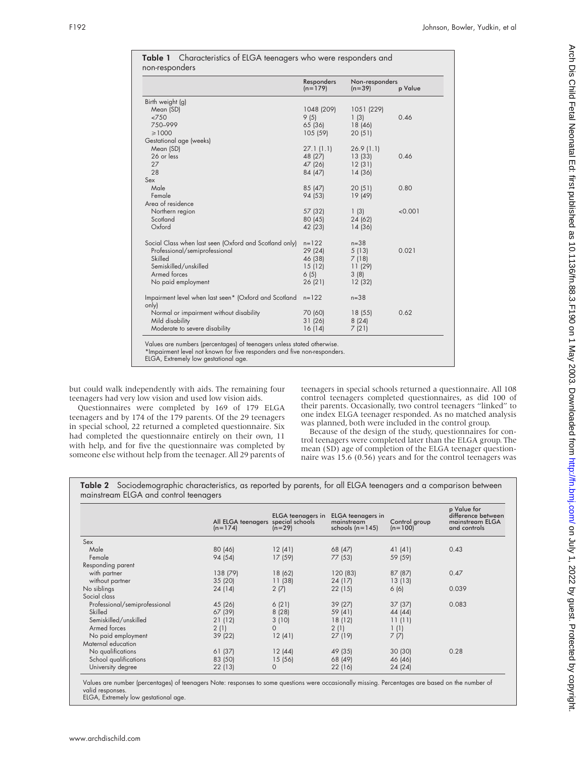**Table 1** Characteristics of ELGA teenagers who were responders and non-responders

| | Responders (n=179) | Non-responders (n=39) | p Value |
|---|---|---|---|
| Birth weight (g) | | | |
| Mean (SD) | 1048 (209) | 1051 (229) | |
| <750 | 9 (5) | 1 (3) | 0.46 |
| 750–999 | 65 (36) | 18 (46) | |
| ≥1000 | 105 (59) | 20 (51) | |
| Gestational age (weeks) | | | |
| Mean (SD) | 27.1 (1.1) | 26.9 (1.1) | |
| 26 or less | 48 (27) | 13 (33) | 0.46 |
| 27 | 47 (26) | 12 (31) | |
| 28 | 84 (47) | 14 (36) | |
| Sex | | | |
| Male | 85 (47) | 20 (51) | 0.80 |
| Female | 94 (53) | 19 (49) | |
| Area of residence | | | |
| Northern region | 57 (32) | 1 (3) | <0.001 |
| Scotland | 80 (45) | 24 (62) | |
| Oxford | 42 (23) | 14 (36) | |
| Social Class when last seen (Oxford and Scotland only) | n=122 | n=38 | |
| Professional/semiprofessional | 29 (24) | 5 (13) | 0.021 |
| Skilled | 46 (38) | 7 (18) | |
| Semiskilled/unskilled | 15 (12) | 11 (29) | |
| Armed forces | 6 (5) | 3 (8) | |
| No paid employment | 26 (21) | 12 (32) | |
| Impairment level when last seen* (Oxford and Scotland only) | n=122 | n=38 | |
| Normal or impairment without disability | 70 (60) | 18 (55) | 0.62 |
| Mild disability | 31 (26) | 8 (24) | |
| Moderate to severe disability | 16 (14) | 7 (21) | |

Values are numbers (percentages) of teenagers unless stated otherwise.
*Impairment level not known for five responders and five non-responders.
ELGA, Extremely low gestational age.

but could walk independently with aids. The remaining four teenagers had very low vision and used low vision aids.

Questionnaires were completed by 169 of 179 ELGA teenagers and by 174 of the 179 parents. Of the 29 teenagers in special school, 22 returned a completed questionnaire. Six had completed the questionnaire entirely on their own, 11 with help, and for five the questionnaire was completed by someone else without help from the teenager. All 29 parents of teenagers in special schools returned a questionnaire. All 108 control teenagers completed questionnaires, as did 100 of their parents. Occasionally, two control teenagers "linked" to one index ELGA teenager responded. As no matched analysis was planned, both were included in the control group.

Because of the design of the study, questionnaires for control teenagers were completed later than the ELGA group. The mean (SD) age of completion of the ELGA teenager questionnaire was 15.6 (0.56) years and for the control teenagers was

**Table 2** Sociodemographic characteristics, as reported by parents, for all ELGA teenagers and a comparison between mainstream ELGA and control teenagers

| | All ELGA teenagers (n=174) | ELGA teenagers in special schools (n=29) | ELGA teenagers in mainstream schools (n=145) | Control group (n=100) | p Value for difference between mainstream ELGA and controls |
|---|---|---|---|---|---|
| Sex | | | | | |
| Male | 80 (46) | 12 (41) | 68 (47) | 41 (41) | 0.43 |
| Female | 94 (54) | 17 (59) | 77 (53) | 59 (59) | |
| Responding parent | | | | | |
| with partner | 138 (79) | 18 (62) | 120 (83) | 87 (87) | 0.47 |
| without partner | 35 (20) | 11 (38) | 24 (17) | 13 (13) | |
| No siblings | 24 (14) | 2 (7) | 22 (15) | 6 (6) | 0.039 |
| Social class | | | | | |
| Professional/semiprofessional | 45 (26) | 6 (21) | 39 (27) | 37 (37) | 0.083 |
| Skilled | 67 (39) | 8 (28) | 59 (41) | 44 (44) | |
| Semiskilled/unskilled | 21 (12) | 3 (10) | 18 (12) | 11 (11) | |
| Armed forces | 2 (1) | 0 | 2 (1) | 1 (1) | |
| No paid employment | 39 (22) | 12 (41) | 27 (19) | 7 (7) | |
| Maternal education | | | | | |
| No qualifications | 61 (37) | 12 (44) | 49 (35) | 30 (30) | 0.28 |
| School qualifications | 83 (50) | 15 (56) | 68 (49) | 46 (46) | |
| University degree | 22 (13) | 0 | 22 (16) | 24 (24) | |

Values are number (percentages) of teenagers Note: responses to some questions were occasionally missing. Percentages are based on the number of valid responses.
ELGA, Extremely low gestational age.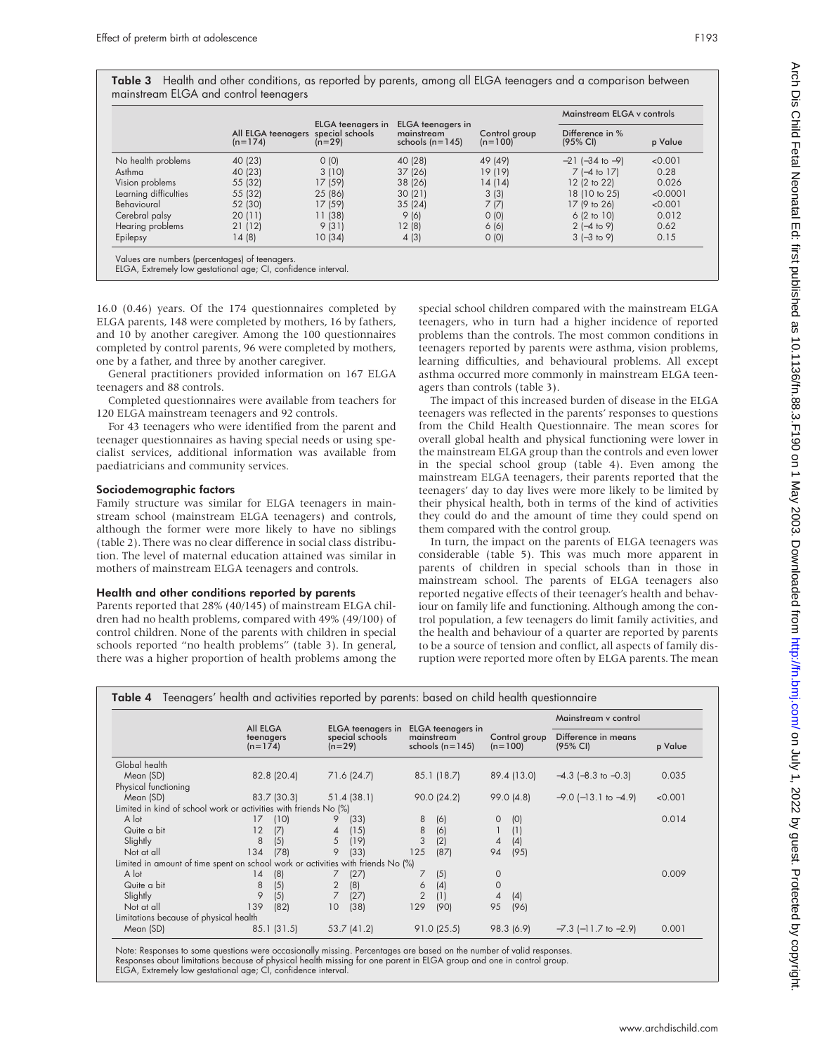**Table 3** Health and other conditions, as reported by parents, among all ELGA teenagers and a comparison between mainstream ELGA and control teenagers

| | All ELGA teenagers (n=174) | ELGA teenagers in special schools (n=29) | ELGA teenagers in mainstream schools (n=145) | Control group (n=100) | Mainstream ELGA v controls | |
|---|---|---|---|---|---|---|
| | | | | | Difference in % (95% CI) | p Value |
| No health problems | 40 (23) | 0 (0) | 40 (28) | 49 (49) | −21 (−34 to −9) | <0.001 |
| Asthma | 40 (23) | 3 (10) | 37 (26) | 19 (19) | 7 (−4 to 17) | 0.28 |
| Vision problems | 55 (32) | 17 (59) | 38 (26) | 14 (14) | 12 (2 to 22) | 0.026 |
| Learning difficulties | 55 (32) | 25 (86) | 30 (21) | 3 (3) | 18 (10 to 25) | <0.0001 |
| Behavioural | 52 (30) | 17 (59) | 35 (24) | 7 (7) | 17 (9 to 26) | <0.001 |
| Cerebral palsy | 20 (11) | 11 (38) | 9 (6) | 0 (0) | 6 (2 to 10) | 0.012 |
| Hearing problems | 21 (12) | 9 (31) | 12 (8) | 6 (6) | 2 (−4 to 9) | 0.62 |
| Epilepsy | 14 (8) | 10 (34) | 4 (3) | 0 (0) | 3 (−3 to 9) | 0.15 |

Values are numbers (percentages) of teenagers.
ELGA, Extremely low gestational age; CI, confidence interval.

16.0 (0.46) years. Of the 174 questionnaires completed by ELGA parents, 148 were completed by mothers, 16 by fathers, and 10 by another caregiver. Among the 100 questionnaires completed by control parents, 96 were completed by mothers, one by a father, and three by another caregiver.

General practitioners provided information on 167 ELGA teenagers and 88 controls.

Completed questionnaires were available from teachers for 120 ELGA mainstream teenagers and 92 controls.

For 43 teenagers who were identified from the parent and teenager questionnaires as having special needs or using specialist services, additional information was available from paediatricians and community services.

### Sociodemographic factors

Family structure was similar for ELGA teenagers in mainstream school (mainstream ELGA teenagers) and controls, although the former were more likely to have no siblings (table 2). There was no clear difference in social class distribution. The level of maternal education attained was similar in mothers of mainstream ELGA teenagers and controls.

### Health and other conditions reported by parents

Parents reported that 28% (40/145) of mainstream ELGA children had no health problems, compared with 49% (49/100) of control children. None of the parents with children in special schools reported "no health problems" (table 3). In general, there was a higher proportion of health problems among the special school children compared with the mainstream ELGA teenagers, who in turn had a higher incidence of reported problems than the controls. The most common conditions in teenagers reported by parents were asthma, vision problems, learning difficulties, and behavioural problems. All except asthma occurred more commonly in mainstream ELGA teenagers than controls (table 3).

The impact of this increased burden of disease in the ELGA teenagers was reflected in the parents' responses to questions from the Child Health Questionnaire. The mean scores for overall global health and physical functioning were lower in the mainstream ELGA group than the controls and even lower in the special school group (table 4). Even among the mainstream ELGA teenagers, their parents reported that the teenagers' day to day lives were more likely to be limited by their physical health, both in terms of the kind of activities they could do and the amount of time they could spend on them compared with the control group.

In turn, the impact on the parents of ELGA teenagers was considerable (table 5). This was much more apparent in parents of children in special schools than in those in mainstream school. The parents of ELGA teenagers also reported negative effects of their teenager's health and behaviour on family life and functioning. Although among the control population, a few teenagers do limit family activities, and the health and behaviour of a quarter are reported by parents to be a source of tension and conflict, all aspects of family disruption were reported more often by ELGA parents. The mean

**Table 4** Teenagers' health and activities reported by parents: based on child health questionnaire

| | All ELGA teenagers (n=174) | ELGA teenagers in special schools (n=29) | ELGA teenagers in mainstream schools (n=145) | Control group (n=100) | Mainstream v control | |
|---|---|---|---|---|---|---|
| | | | | | Difference in means (95% CI) | p Value |
| Global health | | | | | | |
| Mean (SD) | 82.8 (20.4) | 71.6 (24.7) | 85.1 (18.7) | 89.4 (13.0) | −4.3 (−8.3 to −0.3) | 0.035 |
| Physical functioning | | | | | | |
| Mean (SD) | 83.7 (30.3) | 51.4 (38.1) | 90.0 (24.2) | 99.0 (4.8) | −9.0 (−13.1 to −4.9) | <0.001 |
| Limited in kind of school work or activities with friends No (%) | | | | | | |
| A lot | 17 (10) | 9 (33) | 8 (6) | 0 (0) | | 0.014 |
| Quite a bit | 12 (7) | 4 (15) | 8 (6) | 1 (1) | | |
| Slightly | 8 (5) | 5 (19) | 3 (2) | 4 (4) | | |
| Not at all | 134 (78) | 9 (33) | 125 (87) | 94 (95) | | |
| Limited in amount of time spent on school work or activities with friends No (%) | | | | | | |
| A lot | 14 (8) | 7 (27) | 7 (5) | 0 | | 0.009 |
| Quite a bit | 8 (5) | 2 (8) | 6 (4) | 0 | | |
| Slightly | 9 (5) | 7 (27) | 2 (1) | 4 (4) | | |
| Not at all | 139 (82) | 10 (38) | 129 (90) | 95 (96) | | |
| Limitations because of physical health | | | | | | |
| Mean (SD) | 85.1 (31.5) | 53.7 (41.2) | 91.0 (25.5) | 98.3 (6.9) | −7.3 (−11.7 to −2.9) | 0.001 |

Note: Responses to some questions were occasionally missing. Percentages are based on the number of valid responses.
Responses about limitations because of physical health missing for one parent in ELGA group and one in control group.
ELGA, Extremely low gestational age; CI, confidence interval.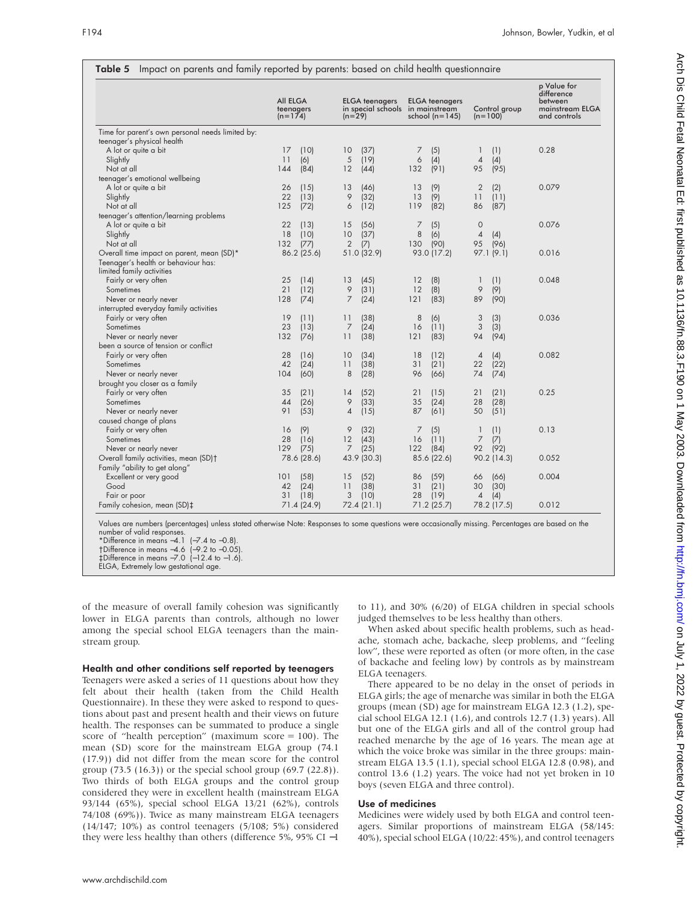**Table 5** Impact on parents and family reported by parents: based on child health questionnaire

| | All ELGA teenagers (n=174) | | ELGA teenagers in special schools (n=29) | | ELGA teenagers in mainstream school (n=145) | | Control group (n=100) | | p Value for difference between mainstream ELGA and controls |
|---|---|---|---|---|---|---|---|---|---|
| Time for parent's own personal needs limited by: | | | | | | | | | |
| teenager's physical health | | | | | | | | | |
| A lot or quite a bit | 17 | (10) | 10 | (37) | 7 | (5) | 1 | (1) | 0.28 |
| Slightly | 11 | (6) | 5 | (19) | 6 | (4) | 4 | (4) | |
| Not at all | 144 | (84) | 12 | (44) | 132 | (91) | 95 | (95) | |
| teenager's emotional wellbeing | | | | | | | | | |
| A lot or quite a bit | 26 | (15) | 13 | (46) | 13 | (9) | 2 | (2) | 0.079 |
| Slightly | 22 | (13) | 9 | (32) | 13 | (9) | 11 | (11) | |
| Not at all | 125 | (72) | 6 | (12) | 119 | (82) | 86 | (87) | |
| teenager's attention/learning problems | | | | | | | | | |
| A lot or quite a bit | 22 | (13) | 15 | (56) | 7 | (5) | 0 | | 0.076 |
| Slightly | 18 | (10) | 10 | (37) | 8 | (6) | 4 | (4) | |
| Not at all | 132 | (77) | 2 | (7) | 130 | (90) | 95 | (96) | |
| Overall time impact on parent, mean (SD)* | 86.2 (25.6) | | 51.0 (32.9) | | 93.0 (17.2) | | 97.1 (9.1) | | 0.016 |
| Teenager's health or behaviour has: | | | | | | | | | |
| limited family activities | | | | | | | | | |
| Fairly or very often | 25 | (14) | 13 | (45) | 12 | (8) | 1 | (1) | 0.048 |
| Sometimes | 21 | (12) | 9 | (31) | 12 | (8) | 9 | (9) | |
| Never or nearly never | 128 | (74) | 7 | (24) | 121 | (83) | 89 | (90) | |
| interrupted everyday family activities | | | | | | | | | |
| Fairly or very often | 19 | (11) | 11 | (38) | 8 | (6) | 3 | (3) | 0.036 |
| Sometimes | 23 | (13) | 7 | (24) | 16 | (11) | 3 | (3) | |
| Never or nearly never | 132 | (76) | 11 | (38) | 121 | (83) | 94 | (94) | |
| been a source of tension or conflict | | | | | | | | | |
| Fairly or very often | 28 | (16) | 10 | (34) | 18 | (12) | 4 | (4) | 0.082 |
| Sometimes | 42 | (24) | 11 | (38) | 31 | (21) | 22 | (22) | |
| Never or nearly never | 104 | (60) | 8 | (28) | 96 | (66) | 74 | (74) | |
| brought you closer as a family | | | | | | | | | |
| Fairly or very often | 35 | (21) | 14 | (52) | 21 | (15) | 21 | (21) | 0.25 |
| Sometimes | 44 | (26) | 9 | (33) | 35 | (24) | 28 | (28) | |
| Never or nearly never | 91 | (53) | 4 | (15) | 87 | (61) | 50 | (51) | |
| caused change of plans | | | | | | | | | |
| Fairly or very often | 16 | (9) | 9 | (32) | 7 | (5) | 1 | (1) | 0.13 |
| Sometimes | 28 | (16) | 12 | (43) | 16 | (11) | 7 | (7) | |
| Never or nearly never | 129 | (75) | 7 | (25) | 122 | (84) | 92 | (92) | |
| Overall family activities, mean (SD)† | 78.6 (28.6) | | 43.9 (30.3) | | 85.6 (22.6) | | 90.2 (14.3) | | 0.052 |
| Family "ability to get along" | | | | | | | | | |
| Excellent or very good | 101 | (58) | 15 | (52) | 86 | (59) | 66 | (66) | 0.004 |
| Good | 42 | (24) | 11 | (38) | 31 | (21) | 30 | (30) | |
| Fair or poor | 31 | (18) | 3 | (10) | 28 | (19) | 4 | (4) | |
| Family cohesion, mean (SD)‡ | 71.4 (24.9) | | 72.4 (21.1) | | 71.2 (25.7) | | 78.2 (17.5) | | 0.012 |

Values are numbers (percentages) unless stated otherwise Note: Responses to some questions were occasionally missing. Percentages are based on the number of valid responses.
*Difference in means −4.1 (−7.4 to −0.8).
†Difference in means −4.6 (−9.2 to −0.05).
‡Difference in means −7.0 (−12.4 to −1.6).
ELGA, Extremely low gestational age.

of the measure of overall family cohesion was significantly lower in ELGA parents than controls, although no lower among the special school ELGA teenagers than the mainstream group.

### Health and other conditions self reported by teenagers

Teenagers were asked a series of 11 questions about how they felt about their health (taken from the Child Health Questionnaire). In these they were asked to respond to questions about past and present health and their views on future health. The responses can be summated to produce a single score of "health perception" (maximum score = 100). The mean (SD) score for the mainstream ELGA group (74.1 (17.9)) did not differ from the mean score for the control group (73.5 (16.3)) or the special school group (69.7 (22.8)). Two thirds of both ELGA groups and the control group considered they were in excellent health (mainstream ELGA 93/144 (65%), special school ELGA 13/21 (62%), controls 74/108 (69%)). Twice as many mainstream ELGA teenagers (14/147; 10%) as control teenagers (5/108; 5%) considered they were less healthy than others (difference 5%, 95% CI −1 to 11), and 30% (6/20) of ELGA children in special schools judged themselves to be less healthy than others.

When asked about specific health problems, such as headache, stomach ache, backache, sleep problems, and "feeling low", these were reported as often (or more often, in the case of backache and feeling low) by controls as by mainstream ELGA teenagers.

There appeared to be no delay in the onset of periods in ELGA girls; the age of menarche was similar in both the ELGA groups (mean (SD) age for mainstream ELGA 12.3 (1.2), special school ELGA 12.1 (1.6), and controls 12.7 (1.3) years). All but one of the ELGA girls and all of the control group had reached menarche by the age of 16 years. The mean age at which the voice broke was similar in the three groups: mainstream ELGA 13.5 (1.1), special school ELGA 12.8 (0.98), and control 13.6 (1.2) years. The voice had not yet broken in 10 boys (seven ELGA and three control).

### Use of medicines

Medicines were widely used by both ELGA and control teenagers. Similar proportions of mainstream ELGA (58/145: 40%), special school ELGA (10/22: 45%), and control teenagers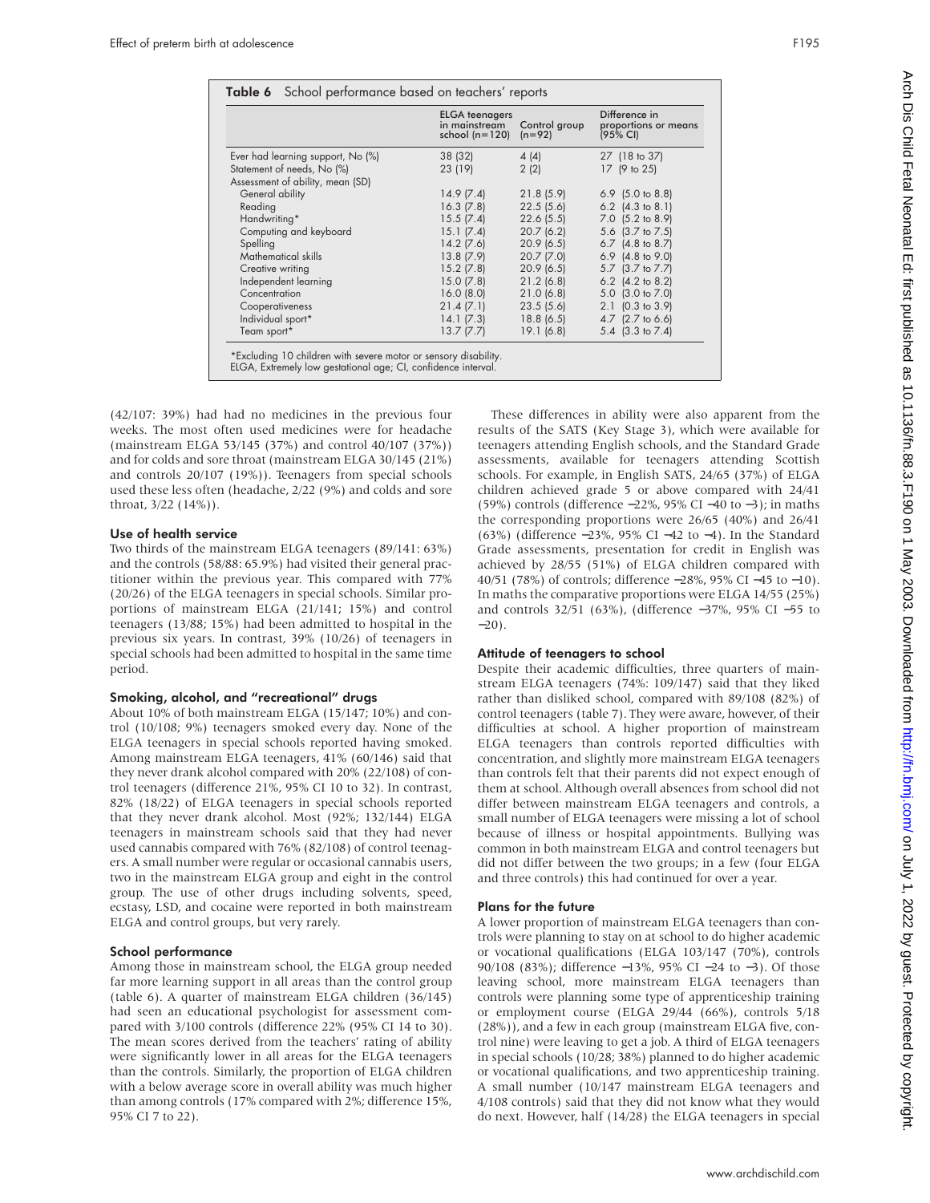**Table 6** School performance based on teachers' reports

| | ELGA teenagers in mainstream school (n=120) | Control group (n=92) | Difference in proportions or means (95% CI) |
|---|---|---|---|
| Ever had learning support, No (%) | 38 (32) | 4 (4) | 27 (18 to 37) |
| Statement of needs, No (%) | 23 (19) | 2 (2) | 17 (9 to 25) |
| Assessment of ability, mean (SD) | | | |
| General ability | 14.9 (7.4) | 21.8 (5.9) | 6.9 (5.0 to 8.8) |
| Reading | 16.3 (7.8) | 22.5 (5.6) | 6.2 (4.3 to 8.1) |
| Handwriting* | 15.5 (7.4) | 22.6 (5.5) | 7.0 (5.2 to 8.9) |
| Computing and keyboard | 15.1 (7.4) | 20.7 (6.2) | 5.6 (3.7 to 7.5) |
| Spelling | 14.2 (7.6) | 20.9 (6.5) | 6.7 (4.8 to 8.7) |
| Mathematical skills | 13.8 (7.9) | 20.7 (7.0) | 6.9 (4.8 to 9.0) |
| Creative writing | 15.2 (7.8) | 20.9 (6.5) | 5.7 (3.7 to 7.7) |
| Independent learning | 15.0 (7.8) | 21.2 (6.8) | 6.2 (4.2 to 8.2) |
| Concentration | 16.0 (8.0) | 21.0 (6.8) | 5.0 (3.0 to 7.0) |
| Cooperativeness | 21.4 (7.1) | 23.5 (5.6) | 2.1 (0.3 to 3.9) |
| Individual sport* | 14.1 (7.3) | 18.8 (6.5) | 4.7 (2.7 to 6.6) |
| Team sport* | 13.7 (7.7) | 19.1 (6.8) | 5.4 (3.3 to 7.4) |

*Excluding 10 children with severe motor or sensory disability.
ELGA, Extremely low gestational age; CI, confidence interval.

(42/107: 39%) had had no medicines in the previous four weeks. The most often used medicines were for headache (mainstream ELGA 53/145 (37%) and control 40/107 (37%)) and for colds and sore throat (mainstream ELGA 30/145 (21%) and controls 20/107 (19%)). Teenagers from special schools used these less often (headache, 2/22 (9%) and colds and sore throat, 3/22 (14%)).

### Use of health service

Two thirds of the mainstream ELGA teenagers (89/141: 63%) and the controls (58/88: 65.9%) had visited their general practitioner within the previous year. This compared with 77% (20/26) of the ELGA teenagers in special schools. Similar proportions of mainstream ELGA (21/141; 15%) and control teenagers (13/88; 15%) had been admitted to hospital in the previous six years. In contrast, 39% (10/26) of teenagers in special schools had been admitted to hospital in the same time period.

### Smoking, alcohol, and "recreational" drugs

About 10% of both mainstream ELGA (15/147; 10%) and control (10/108; 9%) teenagers smoked every day. None of the ELGA teenagers in special schools reported having smoked. Among mainstream ELGA teenagers, 41% (60/146) said that they never drank alcohol compared with 20% (22/108) of control teenagers (difference 21%, 95% CI 10 to 32). In contrast, 82% (18/22) of ELGA teenagers in special schools reported that they never drank alcohol. Most (92%; 132/144) ELGA teenagers in mainstream schools said that they had never used cannabis compared with 76% (82/108) of control teenagers. A small number were regular or occasional cannabis users, two in the mainstream ELGA group and eight in the control group. The use of other drugs including solvents, speed, ecstasy, LSD, and cocaine were reported in both mainstream ELGA and control groups, but very rarely.

### School performance

Among those in mainstream school, the ELGA group needed far more learning support in all areas than the control group (table 6). A quarter of mainstream ELGA children (36/145) had seen an educational psychologist for assessment compared with 3/100 controls (difference 22% (95% CI 14 to 30). The mean scores derived from the teachers' rating of ability were significantly lower in all areas for the ELGA teenagers than the controls. Similarly, the proportion of ELGA children with a below average score in overall ability was much higher than among controls (17% compared with 2%; difference 15%, 95% CI 7 to 22).

These differences in ability were also apparent from the results of the SATS (Key Stage 3), which were available for teenagers attending English schools, and the Standard Grade assessments, available for teenagers attending Scottish schools. For example, in English SATS, 24/65 (37%) of ELGA children achieved grade 5 or above compared with 24/41 (59%) controls (difference −22%, 95% CI −40 to −3); in maths the corresponding proportions were 26/65 (40%) and 26/41 (63%) (difference −23%, 95% CI −42 to −4). In the Standard Grade assessments, presentation for credit in English was achieved by 28/55 (51%) of ELGA children compared with 40/51 (78%) of controls; difference −28%, 95% CI −45 to −10). In maths the comparative proportions were ELGA 14/55 (25%) and controls 32/51 (63%), (difference −37%, 95% CI −55 to −20).

### Attitude of teenagers to school

Despite their academic difficulties, three quarters of mainstream ELGA teenagers (74%: 109/147) said that they liked rather than disliked school, compared with 89/108 (82%) of control teenagers (table 7). They were aware, however, of their difficulties at school. A higher proportion of mainstream ELGA teenagers than controls reported difficulties with concentration, and slightly more mainstream ELGA teenagers than controls felt that their parents did not expect enough of them at school. Although overall absences from school did not differ between mainstream ELGA teenagers and controls, a small number of ELGA teenagers were missing a lot of school because of illness or hospital appointments. Bullying was common in both mainstream ELGA and control teenagers but did not differ between the two groups; in a few (four ELGA and three controls) this had continued for over a year.

### Plans for the future

A lower proportion of mainstream ELGA teenagers than controls were planning to stay on at school to do higher academic or vocational qualifications (ELGA 103/147 (70%), controls 90/108 (83%); difference −13%, 95% CI −24 to −3). Of those leaving school, more mainstream ELGA teenagers than controls were planning some type of apprenticeship training or employment course (ELGA 29/44 (66%), controls 5/18 (28%)), and a few in each group (mainstream ELGA five, control nine) were leaving to get a job. A third of ELGA teenagers in special schools (10/28; 38%) planned to do higher academic or vocational qualifications, and two apprenticeship training. A small number (10/147 mainstream ELGA teenagers and 4/108 controls) said that they did not know what they would do next. However, half (14/28) the ELGA teenagers in special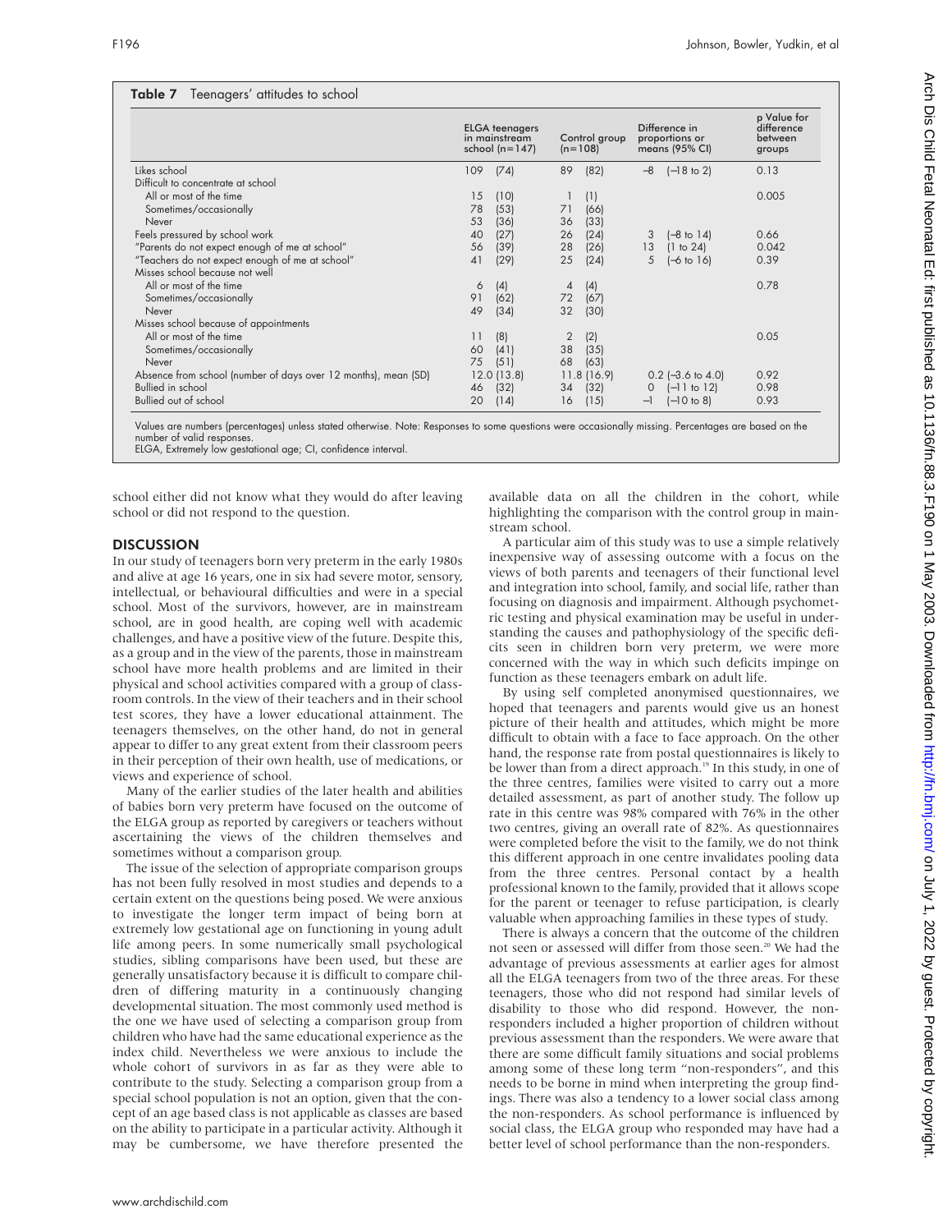**Table 7** Teenagers' attitudes to school

| | ELGA teenagers in mainstream school (n=147) | Control group (n=108) | Difference in proportions or means (95% CI) | p Value for difference between groups |
|---|---|---|---|---|
| Likes school | 109 (74) | 89 (82) | −8 (−18 to 2) | 0.13 |
| Difficult to concentrate at school | | | | |
| All or most of the time | 15 (10) | 1 (1) | | 0.005 |
| Sometimes/occasionally | 78 (53) | 71 (66) | | |
| Never | 53 (36) | 36 (33) | | |
| Feels pressured by school work | 40 (27) | 26 (24) | 3 (−8 to 14) | 0.66 |
| "Parents do not expect enough of me at school" | 56 (39) | 28 (26) | 13 (1 to 24) | 0.042 |
| "Teachers do not expect enough of me at school" | 41 (29) | 25 (24) | 5 (−6 to 16) | 0.39 |
| Misses school because not well | | | | |
| All or most of the time | 6 (4) | 4 (4) | | 0.78 |
| Sometimes/occasionally | 91 (62) | 72 (67) | | |
| Never | 49 (34) | 32 (30) | | |
| Misses school because of appointments | | | | |
| All or most of the time | 11 (8) | 2 (2) | | 0.05 |
| Sometimes/occasionally | 60 (41) | 38 (35) | | |
| Never | 75 (51) | 68 (63) | | |
| Absence from school (number of days over 12 months), mean (SD) | 12.0 (13.8) | 11.8 (16.9) | 0.2 (−3.6 to 4.0) | 0.92 |
| Bullied in school | 46 (32) | 34 (32) | 0 (−11 to 12) | 0.98 |
| Bullied out of school | 20 (14) | 16 (15) | −1 (−10 to 8) | 0.93 |

Values are numbers (percentages) unless stated otherwise. Note: Responses to some questions were occasionally missing. Percentages are based on the number of valid responses.
ELGA, Extremely low gestational age; CI, confidence interval.

school either did not know what they would do after leaving school or did not respond to the question.

## DISCUSSION

In our study of teenagers born very preterm in the early 1980s and alive at age 16 years, one in six had severe motor, sensory, intellectual, or behavioural difficulties and were in a special school. Most of the survivors, however, are in mainstream school, are in good health, are coping well with academic challenges, and have a positive view of the future. Despite this, as a group and in the view of the parents, those in mainstream school have more health problems and are limited in their physical and school activities compared with a group of classroom controls. In the view of their teachers and in their school test scores, they have a lower educational attainment. The teenagers themselves, on the other hand, do not in general appear to differ to any great extent from their classroom peers in their perception of their own health, use of medications, or views and experience of school.

Many of the earlier studies of the later health and abilities of babies born very preterm have focused on the outcome of the ELGA group as reported by caregivers or teachers without ascertaining the views of the children themselves and sometimes without a comparison group.

The issue of the selection of appropriate comparison groups has not been fully resolved in most studies and depends to a certain extent on the questions being posed. We were anxious to investigate the longer term impact of being born at extremely low gestational age on functioning in young adult life among peers. In some numerically small psychological studies, sibling comparisons have been used, but these are generally unsatisfactory because it is difficult to compare children of differing maturity in a continuously changing developmental situation. The most commonly used method is the one we have used of selecting a comparison group from children who have had the same educational experience as the index child. Nevertheless we were anxious to include the whole cohort of survivors in as far as they were able to contribute to the study. Selecting a comparison group from a special school population is not an option, given that the concept of an age based class is not applicable as classes are based on the ability to participate in a particular activity. Although it may be cumbersome, we have therefore presented the available data on all the children in the cohort, while highlighting the comparison with the control group in mainstream school.

A particular aim of this study was to use a simple relatively inexpensive way of assessing outcome with a focus on the views of both parents and teenagers of their functional level and integration into school, family, and social life, rather than focusing on diagnosis and impairment. Although psychometric testing and physical examination may be useful in understanding the causes and pathophysiology of the specific deficits seen in children born very preterm, we were more concerned with the way in which such deficits impinge on function as these teenagers embark on adult life.

By using self completed anonymised questionnaires, we hoped that teenagers and parents would give us an honest picture of their health and attitudes, which might be more difficult to obtain with a face to face approach. On the other hand, the response rate from postal questionnaires is likely to be lower than from a direct approach.[19] In this study, in one of the three centres, families were visited to carry out a more detailed assessment, as part of another study. The follow up rate in this centre was 98% compared with 76% in the other two centres, giving an overall rate of 82%. As questionnaires were completed before the visit to the family, we do not think this different approach in one centre invalidates pooling data from the three centres. Personal contact by a health professional known to the family, provided that it allows scope for the parent or teenager to refuse participation, is clearly valuable when approaching families in these types of study.

There is always a concern that the outcome of the children not seen or assessed will differ from those seen.[20] We had the advantage of previous assessments at earlier ages for almost all the ELGA teenagers from two of the three areas. For these teenagers, those who did not respond had similar levels of disability to those who did respond. However, the non-responders included a higher proportion of children without previous assessment than the responders. We were aware that there are some difficult family situations and social problems among some of these long term "non-responders", and this needs to be borne in mind when interpreting the group findings. There was also a tendency to a lower social class among the non-responders. As school performance is influenced by social class, the ELGA group who responded may have had a better level of school performance than the non-responders.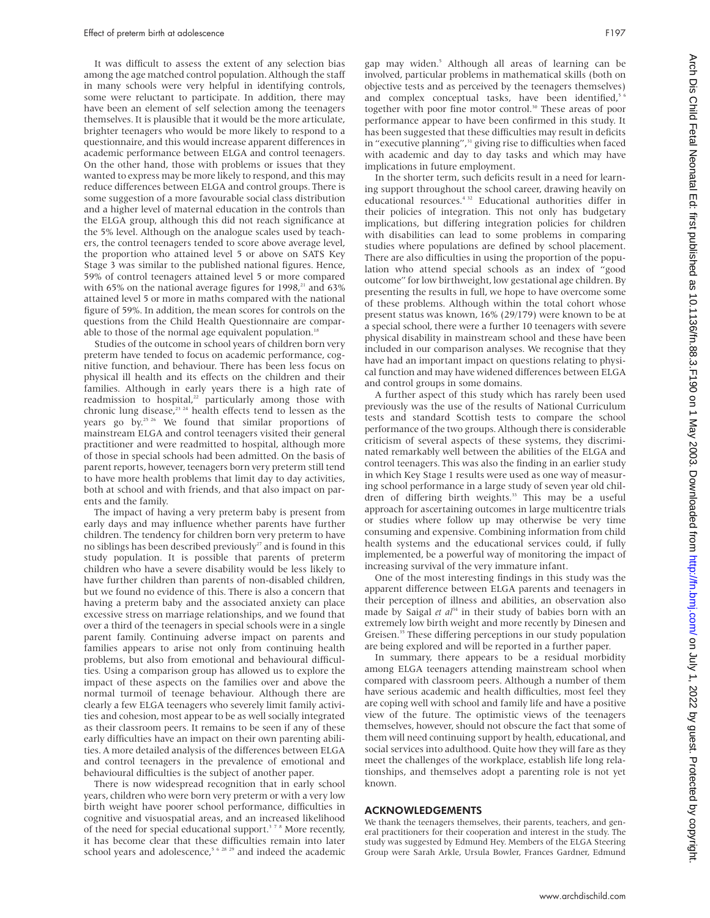It was difficult to assess the extent of any selection bias among the age matched control population. Although the staff in many schools were very helpful in identifying controls, some were reluctant to participate. In addition, there may have been an element of self selection among the teenagers themselves. It is plausible that it would be the more articulate, brighter teenagers who would be more likely to respond to a questionnaire, and this would increase apparent differences in academic performance between ELGA and control teenagers. On the other hand, those with problems or issues that they wanted to express may be more likely to respond, and this may reduce differences between ELGA and control groups. There is some suggestion of a more favourable social class distribution and a higher level of maternal education in the controls than the ELGA group, although this did not reach significance at the 5% level. Although on the analogue scales used by teachers, the control teenagers tended to score above average level, the proportion who attained level 5 or above on SATS Key Stage 3 was similar to the published national figures. Hence, 59% of control teenagers attained level 5 or more compared with 65% on the national average figures for 1998,[21] and 63% attained level 5 or more in maths compared with the national figure of 59%. In addition, the mean scores for controls on the questions from the Child Health Questionnaire are comparable to those of the normal age equivalent population.[18]

Studies of the outcome in school years of children born very preterm have tended to focus on academic performance, cognitive function, and behaviour. There has been less focus on physical ill health and its effects on the children and their families. Although in early years there is a high rate of readmission to hospital,[22] particularly among those with chronic lung disease,[23 24] health effects tend to lessen as the years go by.[25 26] We found that similar proportions of mainstream ELGA and control teenagers visited their general practitioner and were readmitted to hospital, although more of those in special schools had been admitted. On the basis of parent reports, however, teenagers born very preterm still tend to have more health problems that limit day to day activities, both at school and with friends, and that also impact on parents and the family.

The impact of having a very preterm baby is present from early days and may influence whether parents have further children. The tendency for children born very preterm to have no siblings has been described previously[27] and is found in this study population. It is possible that parents of preterm children who have a severe disability would be less likely to have further children than parents of non-disabled children, but we found no evidence of this. There is also a concern that having a preterm baby and the associated anxiety can place excessive stress on marriage relationships, and we found that over a third of the teenagers in special schools were in a single parent family. Continuing adverse impact on parents and families appears to arise not only from continuing health problems, but also from emotional and behavioural difficulties. Using a comparison group has allowed us to explore the impact of these aspects on the families over and above the normal turmoil of teenage behaviour. Although there are clearly a few ELGA teenagers who severely limit family activities and cohesion, most appear to be as well socially integrated as their classroom peers. It remains to be seen if any of these early difficulties have an impact on their own parenting abilities. A more detailed analysis of the differences between ELGA and control teenagers in the prevalence of emotional and behavioural difficulties is the subject of another paper.

There is now widespread recognition that in early school years, children who were born very preterm or with a very low birth weight have poorer school performance, difficulties in cognitive and visuospatial areas, and an increased likelihood of the need for special educational support.[3 7 8] More recently, it has become clear that these difficulties remain into later school years and adolescence,[5 6 28 29] and indeed the academic gap may widen.[5] Although all areas of learning can be involved, particular problems in mathematical skills (both on objective tests and as perceived by the teenagers themselves) and complex conceptual tasks, have been identified,[5 6] together with poor fine motor control.[30] These areas of poor performance appear to have been confirmed in this study. It has been suggested that these difficulties may result in deficits in "executive planning",[31] giving rise to difficulties when faced with academic and day to day tasks and which may have implications in future employment.

In the shorter term, such deficits result in a need for learning support throughout the school career, drawing heavily on educational resources.[4 32] Educational authorities differ in their policies of integration. This not only has budgetary implications, but differing integration policies for children with disabilities can lead to some problems in comparing studies where populations are defined by school placement. There are also difficulties in using the proportion of the population who attend special schools as an index of "good outcome" for low birthweight, low gestational age children. By presenting the results in full, we hope to have overcome some of these problems. Although within the total cohort whose present status was known, 16% (29/179) were known to be at a special school, there were a further 10 teenagers with severe physical disability in mainstream school and these have been included in our comparison analyses. We recognise that they have had an important impact on questions relating to physical function and may have widened differences between ELGA and control groups in some domains.

A further aspect of this study which has rarely been used previously was the use of the results of National Curriculum tests and standard Scottish tests to compare the school performance of the two groups. Although there is considerable criticism of several aspects of these systems, they discriminated remarkably well between the abilities of the ELGA and control teenagers. This was also the finding in an earlier study in which Key Stage 1 results were used as one way of measuring school performance in a large study of seven year old children of differing birth weights.[33] This may be a useful approach for ascertaining outcomes in large multicentre trials or studies where follow up may otherwise be very time consuming and expensive. Combining information from child health systems and the educational services could, if fully implemented, be a powerful way of monitoring the impact of increasing survival of the very immature infant.

One of the most interesting findings in this study was the apparent difference between ELGA parents and teenagers in their perception of illness and abilities, an observation also made by Saigal *et al*[34] in their study of babies born with an extremely low birth weight and more recently by Dinesen and Greisen.[35] These differing perceptions in our study population are being explored and will be reported in a further paper.

In summary, there appears to be a residual morbidity among ELGA teenagers attending mainstream school when compared with classroom peers. Although a number of them have serious academic and health difficulties, most feel they are coping well with school and family life and have a positive view of the future. The optimistic views of the teenagers themselves, however, should not obscure the fact that some of them will need continuing support by health, educational, and social services into adulthood. Quite how they will fare as they meet the challenges of the workplace, establish life long relationships, and themselves adopt a parenting role is not yet known.

## ACKNOWLEDGEMENTS

We thank the teenagers themselves, their parents, teachers, and general practitioners for their cooperation and interest in the study. The study was suggested by Edmund Hey. Members of the ELGA Steering Group were Sarah Arkle, Ursula Bowler, Frances Gardner, Edmund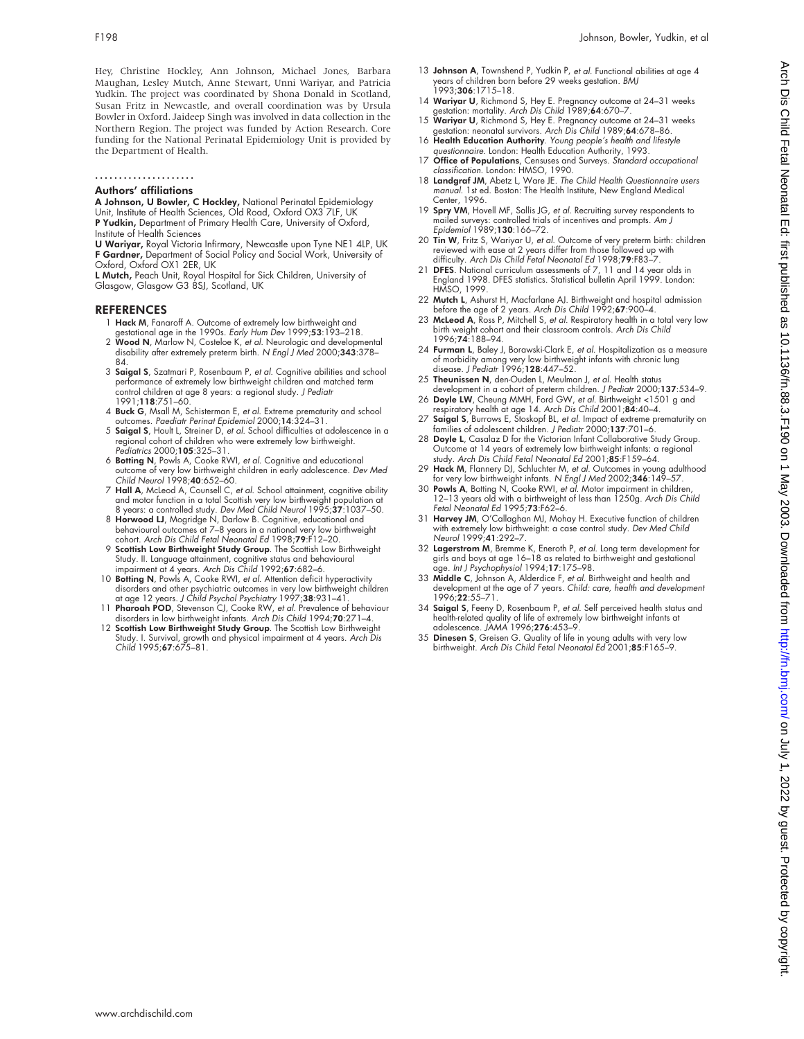Hey, Christine Hockley, Ann Johnson, Michael Jones, Barbara Maughan, Lesley Mutch, Anne Stewart, Unni Wariyar, and Patricia Yudkin. The project was coordinated by Shona Donald in Scotland, Susan Fritz in Newcastle, and overall coordination was by Ursula Bowler in Oxford. Jaideep Singh was involved in data collection in the Northern Region. The project was funded by Action Research. Core funding for the National Perinatal Epidemiology Unit is provided by the Department of Health.

## Authors' affiliations

**A Johnson, U Bowler, C Hockley,** National Perinatal Epidemiology Unit, Institute of Health Sciences, Old Road, Oxford OX3 7LF, UK
**P Yudkin,** Department of Primary Health Care, University of Oxford, Institute of Health Sciences
**U Wariyar,** Royal Victoria Infirmary, Newcastle upon Tyne NE1 4LP, UK
**F Gardner,** Department of Social Policy and Social Work, University of Oxford, Oxford OX1 2ER, UK
**L Mutch,** Peach Unit, Royal Hospital for Sick Children, University of Glasgow, Glasgow G3 8SJ, Scotland, UK

## REFERENCES

1. **Hack M**, Fanaroff A. Outcome of extremely low birthweight and gestational age in the 1990s. *Early Hum Dev* 1999;**53**:193–218.
2. **Wood N**, Marlow N, Costeloe K, *et al*. Neurologic and developmental disability after extremely preterm birth. *N Engl J Med* 2000;**343**:378–84.
3. **Saigal S**, Szatmari P, Rosenbaum P, *et al*. Cognitive abilities and school performance of extremely low birthweight children and matched term control children at age 8 years: a regional study. *J Pediatr* 1991;**118**:751–60.
4. **Buck G**, Msall M, Schisterman E, *et al*. Extreme prematurity and school outcomes. *Paediatr Perinat Epidemiol* 2000;**14**:324–31.
5. **Saigal S**, Hoult L, Streiner D, *et al*. School difficulties at adolescence in a regional cohort of children who were extremely low birthweight. *Pediatrics* 2000;**105**:325–31.
6. **Botting N**, Powls A, Cooke RWI, *et al*. Cognitive and educational outcome of very low birthweight children in early adolescence. *Dev Med Child Neurol* 1998;**40**:652–60.
7. **Hall A**, McLeod A, Counsell C, *et al*. School attainment, cognitive ability and motor function in a total Scottish very low birthweight population at 8 years: a controlled study. *Dev Med Child Neurol* 1995;**37**:1037–50.
8. **Horwood LJ**, Mogridge N, Darlow B. Cognitive, educational and behavioural outcomes at 7–8 years in a national very low birthweight cohort. *Arch Dis Child Fetal Neonatal Ed* 1998;**79**:F12–20.
9. **Scottish Low Birthweight Study Group**. The Scottish Low Birthweight Study. II. Language attainment, cognitive status and behavioural impairment at 4 years. *Arch Dis Child* 1992;**67**:682–6.
10. **Botting N**, Powls A, Cooke RWI, *et al*. Attention deficit hyperactivity disorders and other psychiatric outcomes in very low birthweight children at age 12 years. *J Child Psychol Psychiatry* 1997;**38**:931–41.
11. **Pharoah POD**, Stevenson CJ, Cooke RW, *et al*. Prevalence of behaviour disorders in low birthweight infants. *Arch Dis Child* 1994;**70**:271–4.
12. **Scottish Low Birthweight Study Group**. The Scottish Low Birthweight Study. I. Survival, growth and physical impairment at 4 years. *Arch Dis Child* 1995;**67**:675–81.
13. **Johnson A**, Townshend P, Yudkin P, *et al*. Functional abilities at age 4 years of children born before 29 weeks gestation. *BMJ* 1993;**306**:1715–18.
14. **Wariyar U**, Richmond S, Hey E. Pregnancy outcome at 24–31 weeks gestation: mortality. *Arch Dis Child* 1989;**64**:670–7.
15. **Wariyar U**, Richmond S, Hey E. Pregnancy outcome at 24–31 weeks gestation: neonatal survivors. *Arch Dis Child* 1989;**64**:678–86.
16. **Health Education Authority**. *Young people's health and lifestyle questionnaire*. London: Health Education Authority, 1993.
17. **Office of Populations**, Censuses and Surveys. *Standard occupational classification*. London: HMSO, 1990.
18. **Landgraf JM**, Abetz L, Ware JE. *The Child Health Questionnaire users manual*. 1st ed. Boston: The Health Institute, New England Medical Center, 1996.
19. **Spry VM**, Hovell MF, Sallis JG, *et al*. Recruiting survey respondents to mailed surveys: controlled trials of incentives and prompts. *Am J Epidemiol* 1989;**130**:166–72.
20. **Tin W**, Fritz S, Wariyar U, *et al*. Outcome of very preterm birth: children reviewed with ease at 2 years differ from those followed up with difficulty. *Arch Dis Child Fetal Neonatal Ed* 1998;**79**:F83–7.
21. **DFES**. National curriculum assessments of 7, 11 and 14 year olds in England 1998. DFES statistics. Statistical bulletin April 1999. London: HMSO, 1999.
22. **Mutch L**, Ashurst H, Macfarlane AJ. Birthweight and hospital admission before the age of 2 years. *Arch Dis Child* 1992;**67**:900–4.
23. **McLeod A**, Ross P, Mitchell S, *et al*. Respiratory health in a total very low birth weight cohort and their classroom controls. *Arch Dis Child* 1996;**74**:188–94.
24. **Furman L**, Baley J, Borawski-Clark E, *et al*. Hospitalization as a measure of morbidity among very low birthweight infants with chronic lung disease. *J Pediatr* 1996;**128**:447–52.
25. **Theunissen N**, den-Ouden L, Meulman J, *et al*. Health status development in a cohort of preterm children. *J Pediatr* 2000;**137**:534–9.
26. **Doyle LW**, Cheung MMH, Ford GW, *et al*. Birthweight <1501 g and respiratory health at age 14. *Arch Dis Child* 2001;**84**:40–4.
27. **Saigal S**, Burrows E, Stoskopf BL, *et al*. Impact of extreme prematurity on families of adolescent children. *J Pediatr* 2000;**137**:701–6.
28. **Doyle L**, Casalaz D for the Victorian Infant Collaborative Study Group. Outcome at 14 years of extremely low birthweight infants: a regional study. *Arch Dis Child Fetal Neonatal Ed* 2001;**85**:F159–64.
29. **Hack M**, Flannery DJ, Schluchter M, *et al*. Outcomes in young adulthood for very low birthweight infants. *N Engl J Med* 2002;**346**:149–57.
30. **Powls A**, Botting N, Cooke RWI, *et al*. Motor impairment in children, 12–13 years old with a birthweight of less than 1250g. *Arch Dis Child Fetal Neonatal Ed* 1995;**73**:F62–6.
31. **Harvey JM**, O'Callaghan MJ, Mohay H. Executive function of children with extremely low birthweight: a case control study. *Dev Med Child Neurol* 1999;**41**:292–7.
32. **Lagerstrom M**, Bremme K, Eneroth P, *et al*. Long term development for girls and boys at age 16–18 as related to birthweight and gestational age. *Int J Psychophysiol* 1994;**17**:175–98.
33. **Middle C**, Johnson A, Alderdice F, *et al*. Birthweight and health and development at the age of 7 years. *Child: care, health and development* 1996;**22**:55–71.
34. **Saigal S**, Feeny D, Rosenbaum P, *et al*. Self perceived health status and health-related quality of life of extremely low birthweight infants at adolescence. *JAMA* 1996;**276**:453–9.
35. **Dinesen S**, Greisen G. Quality of life in young adults with very low birthweight. *Arch Dis Child Fetal Neonatal Ed* 2001;**85**:F165–9.